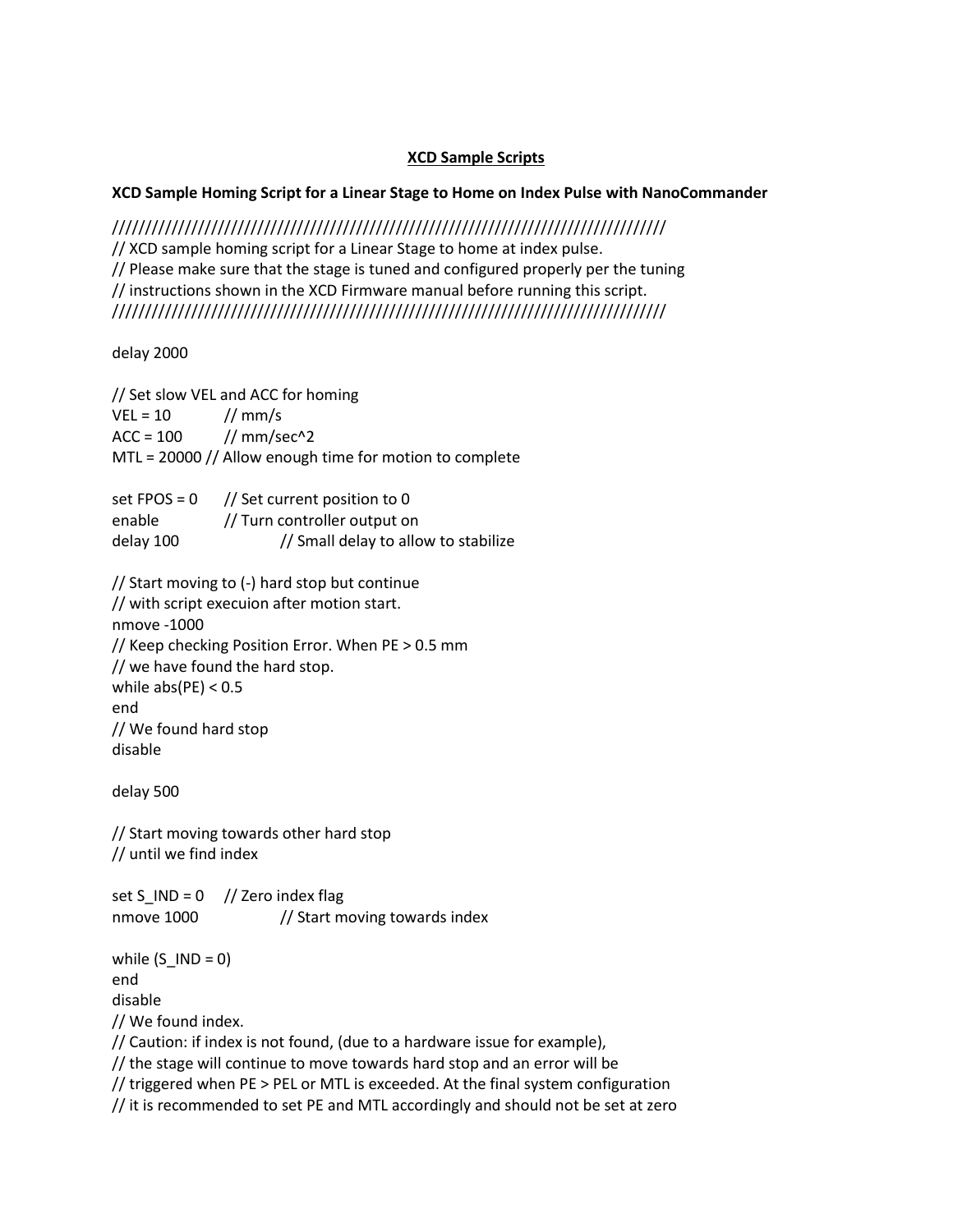# XCD Sample Scripts

## XCD Sample Homing Script for a Linear Stage to Home on Index Pulse with NanoCommander

```
///////////////////////////////////////////////////////////////////////////////////
// XCD sample homing script for a Linear Stage to home at index pulse.
// Please make sure that the stage is tuned and configured properly per the tuning
// instructions shown in the XCD Firmware manual before running this script.
///////////////////////////////////////////////////////////////////////////////////

delay 2000

// Set slow VEL and ACC for homing
VEL = 10        // mm/s
ACC = 100       // mm/sec^2
MTL = 20000 // Allow enough time for motion to complete

set FPOS = 0    // Set current position to 0
enable          // Turn controller output on
delay 100               // Small delay to allow to stabilize

// Start moving to (-) hard stop but continue
// with script execuion after motion start.
nmove -1000
// Keep checking Position Error. When PE > 0.5 mm
// we have found the hard stop.
while abs(PE) < 0.5
end
// We found hard stop
disable

delay 500

// Start moving towards other hard stop
// until we find index

set S_IND = 0   // Zero index flag
nmove 1000              // Start moving towards index

while (S_IND = 0)
end
disable
// We found index.
// Caution: if index is not found, (due to a hardware issue for example),
// the stage will continue to move towards hard stop and an error will be
// triggered when PE > PEL or MTL is exceeded. At the final system configuration
// it is recommended to set PE and MTL accordingly and should not be set at zero
```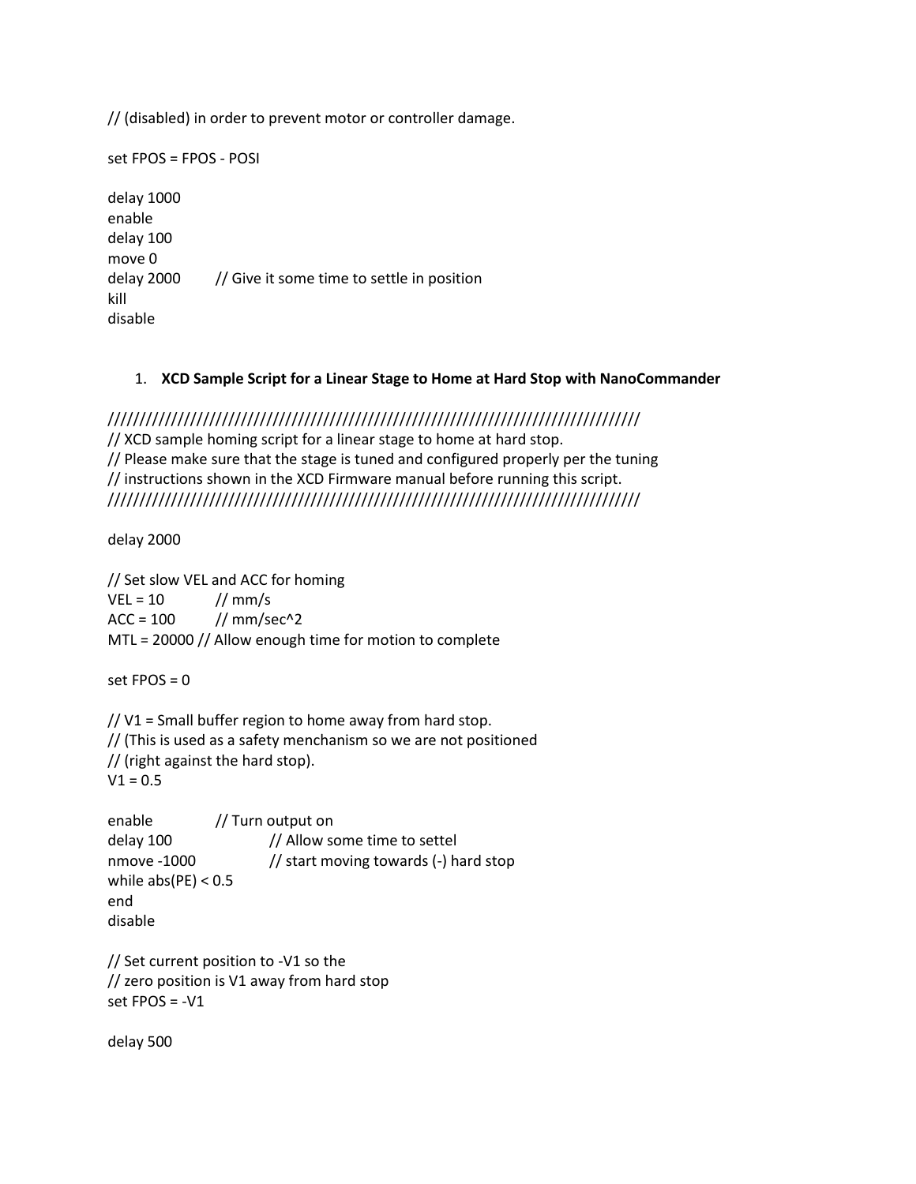```
// (disabled) in order to prevent motor or controller damage.

set FPOS = FPOS - POSI

delay 1000
enable
delay 100
move 0
delay 2000        // Give it some time to settle in position
kill
disable
```

1. **XCD Sample Script for a Linear Stage to Home at Hard Stop with NanoCommander**

```
/////////////////////////////////////////////////////////////////////////////////////
// XCD sample homing script for a linear stage to home at hard stop.
// Please make sure that the stage is tuned and configured properly per the tuning
// instructions shown in the XCD Firmware manual before running this script.
/////////////////////////////////////////////////////////////////////////////////////

delay 2000

// Set slow VEL and ACC for homing
VEL = 10          // mm/s
ACC = 100         // mm/sec^2
MTL = 20000 // Allow enough time for motion to complete

set FPOS = 0

// V1 = Small buffer region to home away from hard stop.
// (This is used as a safety menchanism so we are not positioned
// (right against the hard stop).
V1 = 0.5

enable            // Turn output on
delay 100                 // Allow some time to settel
nmove -1000               // start moving towards (-) hard stop
while abs(PE) < 0.5
end
disable

// Set current position to -V1 so the
// zero position is V1 away from hard stop
set FPOS = -V1

delay 500
```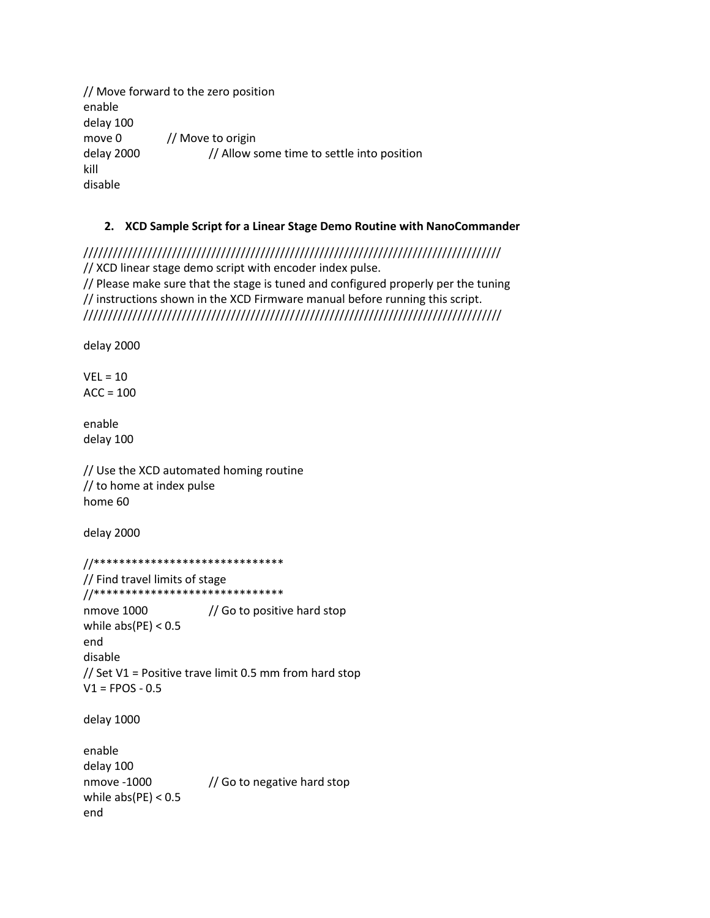```
// Move forward to the zero position
enable
delay 100
move 0           // Move to origin
delay 2000              // Allow some time to settle into position
kill
disable
```

2. **XCD Sample Script for a Linear Stage Demo Routine with NanoCommander**

```
//////////////////////////////////////////////////////////////////////////////////
// XCD linear stage demo script with encoder index pulse.
// Please make sure that the stage is tuned and configured properly per the tuning
// instructions shown in the XCD Firmware manual before running this script.
//////////////////////////////////////////////////////////////////////////////////

delay 2000

VEL = 10
ACC = 100

enable
delay 100

// Use the XCD automated homing routine
// to home at index pulse
home 60

delay 2000

//******************************
// Find travel limits of stage
//******************************
nmove 1000              // Go to positive hard stop
while abs(PE) < 0.5
end
disable
// Set V1 = Positive trave limit 0.5 mm from hard stop
V1 = FPOS - 0.5

delay 1000

enable
delay 100
nmove -1000             // Go to negative hard stop
while abs(PE) < 0.5
end
```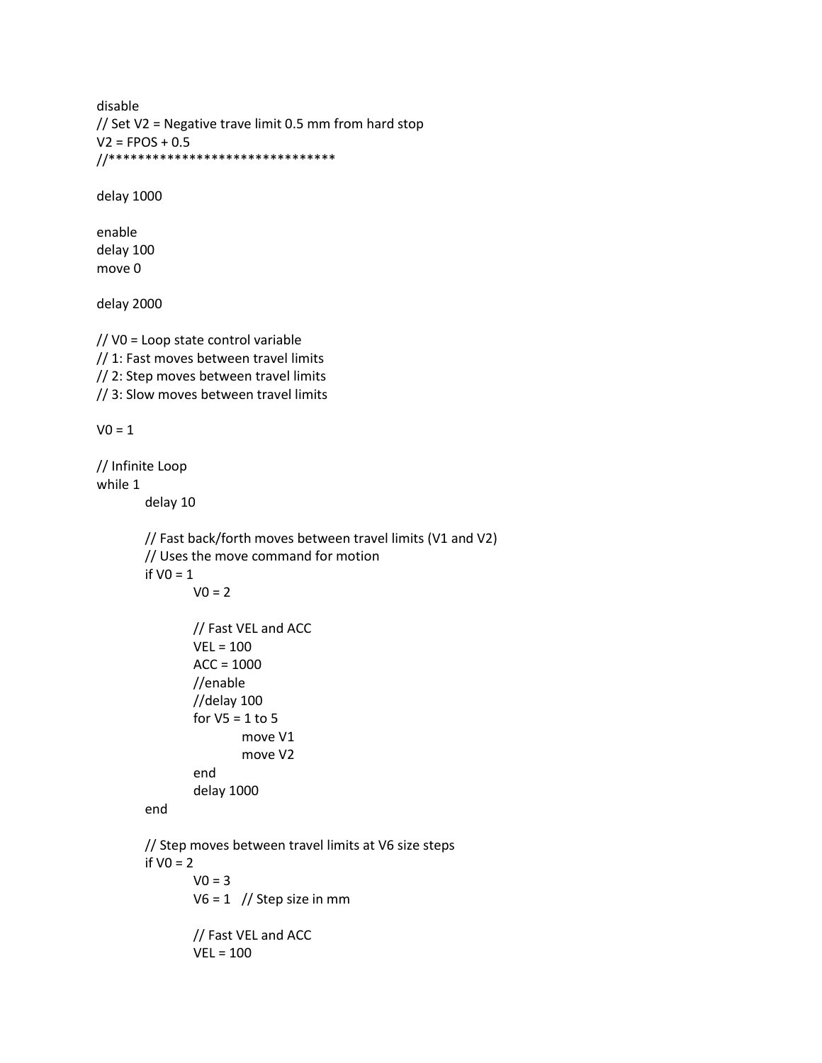```
disable
// Set V2 = Negative trave limit 0.5 mm from hard stop
V2 = FPOS + 0.5
//*******************************

delay 1000

enable
delay 100
move 0

delay 2000

// V0 = Loop state control variable
// 1: Fast moves between travel limits
// 2: Step moves between travel limits
// 3: Slow moves between travel limits

V0 = 1

// Infinite Loop
while 1
        delay 10

        // Fast back/forth moves between travel limits (V1 and V2)
        // Uses the move command for motion
        if V0 = 1
                V0 = 2

                // Fast VEL and ACC
                VEL = 100
                ACC = 1000
                //enable
                //delay 100
                for V5 = 1 to 5
                        move V1
                        move V2
                end
                delay 1000
        end

        // Step moves between travel limits at V6 size steps
        if V0 = 2
                V0 = 3
                V6 = 1   // Step size in mm

                // Fast VEL and ACC
                VEL = 100
```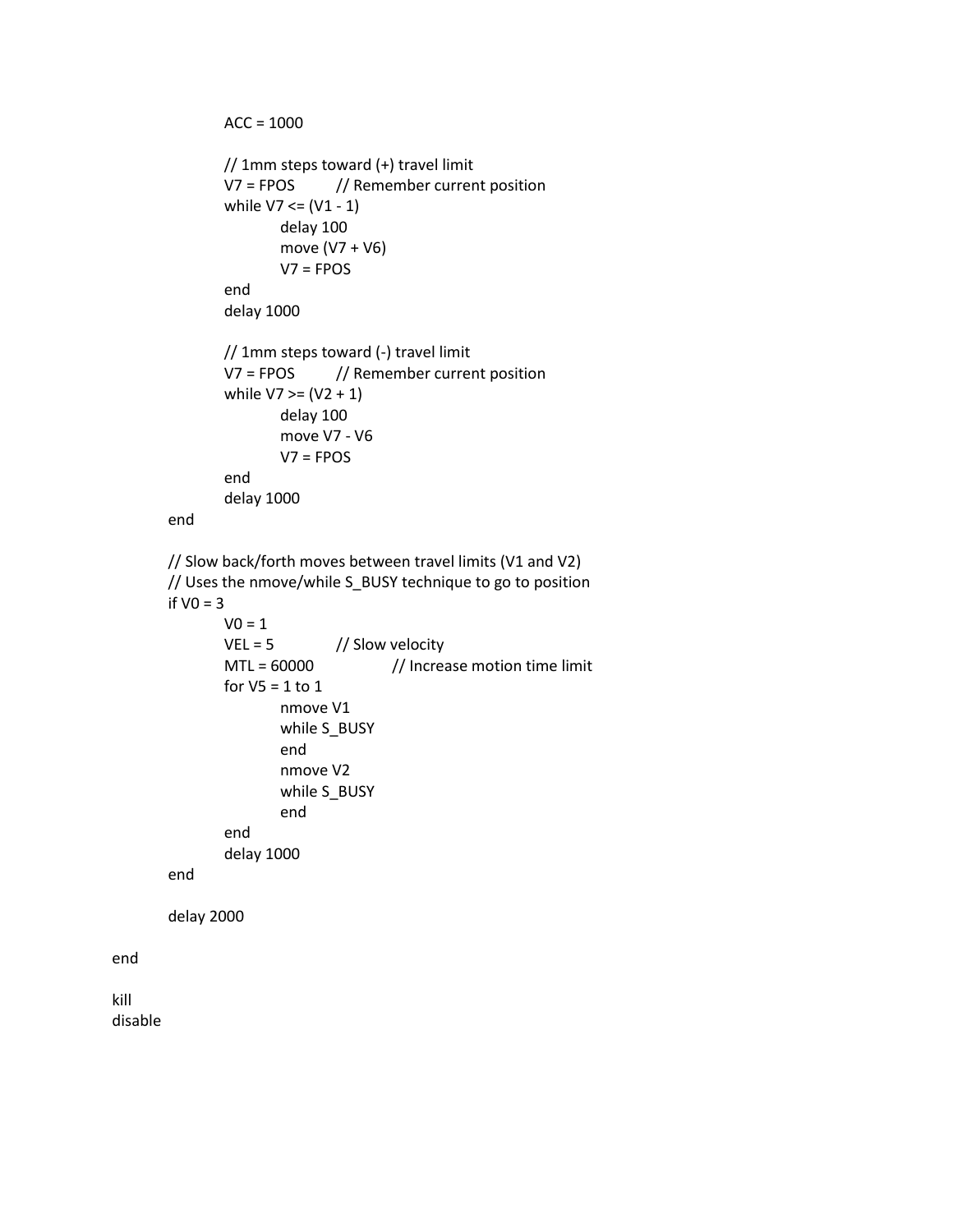```
            ACC = 1000

            // 1mm steps toward (+) travel limit
            V7 = FPOS         // Remember current position
            while V7 <= (V1 - 1)
                delay 100
                move (V7 + V6)
                V7 = FPOS
            end
            delay 1000

            // 1mm steps toward (-) travel limit
            V7 = FPOS         // Remember current position
            while V7 >= (V2 + 1)
                delay 100
                move V7 - V6
                V7 = FPOS
            end
            delay 1000
        end

        // Slow back/forth moves between travel limits (V1 and V2)
        // Uses the nmove/while S_BUSY technique to go to position
        if V0 = 3
            V0 = 1
            VEL = 5            // Slow velocity
            MTL = 60000              // Increase motion time limit
            for V5 = 1 to 1
                nmove V1
                while S_BUSY
                end
                nmove V2
                while S_BUSY
                end
            end
            delay 1000
        end

        delay 2000

end

kill
disable
```